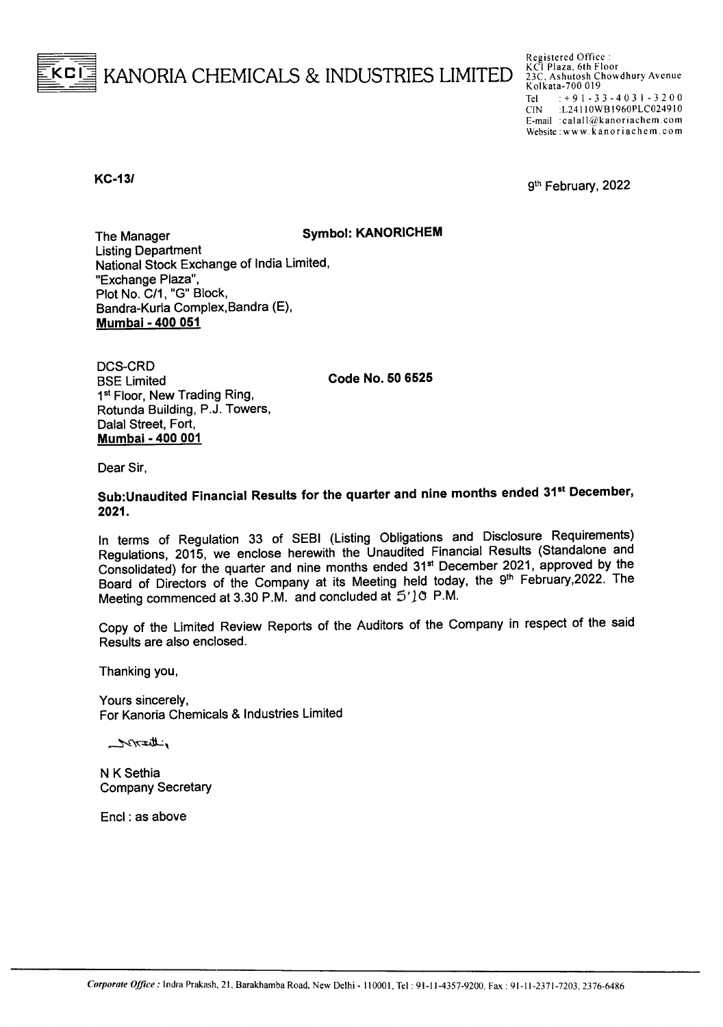# KANORIA CHEMICALS & INDUSTRIES LIMITED

Registered Office :
KCI Plaza, 6th Floor
23C, Ashutosh Chowdhury Avenue
Kolkata-700 019
Tel : +91-33-4031-3200
CIN : L24110WB1960PLC024910
E-mail : calall@kanoriachem.com
Website : www.kanoriachem.com

**KC-13/**

9th February, 2022

The Manager
Listing Department
National Stock Exchange of India Limited,
"Exchange Plaza",
Plot No. C/1, "G" Block,
Bandra-Kurla Complex, Bandra (E),
**Mumbai - 400 051**

**Symbol: KANORICHEM**

DCS-CRD
BSE Limited
1st Floor, New Trading Ring,
Rotunda Building, P.J. Towers,
Dalal Street, Fort,
**Mumbai - 400 001**

**Code No. 50 6525**

Dear Sir,

**Sub: Unaudited Financial Results for the quarter and nine months ended 31st December, 2021.**

In terms of Regulation 33 of SEBI (Listing Obligations and Disclosure Requirements) Regulations, 2015, we enclose herewith the Unaudited Financial Results (Standalone and Consolidated) for the quarter and nine months ended 31st December 2021, approved by the Board of Directors of the Company at its Meeting held today, the 9th February, 2022. The Meeting commenced at 3.30 P.M. and concluded at 5.10 P.M.

Copy of the Limited Review Reports of the Auditors of the Company in respect of the said Results are also enclosed.

Thanking you,

Yours sincerely,
For Kanoria Chemicals & Industries Limited

N K Sethia
Company Secretary

Encl : as above

*Corporate Office :* Indra Prakash, 21, Barakhamba Road, New Delhi - 110001, Tel : 91-11-4357-9200, Fax : 91-11-2371-7203, 2376-6486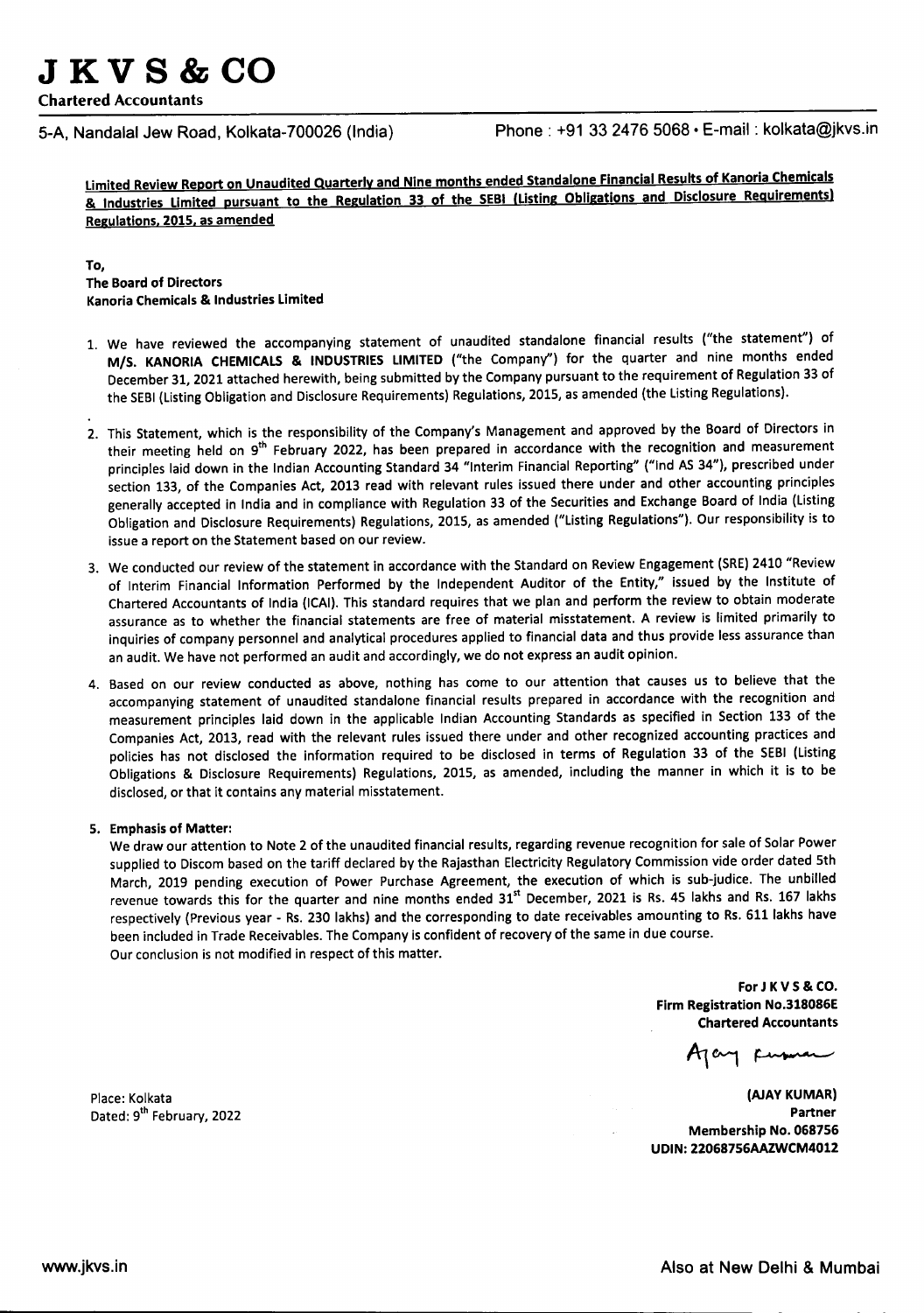# J K V S & CO

**Chartered Accountants**

5-A, Nandalal Jew Road, Kolkata-700026 (India) Phone : +91 33 2476 5068 • E-mail : kolkata@jkvs.in

**Limited Review Report on Unaudited Quarterly and Nine months ended Standalone Financial Results of Kanoria Chemicals & Industries Limited pursuant to the Regulation 33 of the SEBI (Listing Obligations and Disclosure Requirements) Regulations, 2015, as amended**

**To,**
**The Board of Directors**
**Kanoria Chemicals & Industries Limited**

1. We have reviewed the accompanying statement of unaudited standalone financial results ("the statement") of **M/S. KANORIA CHEMICALS & INDUSTRIES LIMITED** ("the Company") for the quarter and nine months ended December 31, 2021 attached herewith, being submitted by the Company pursuant to the requirement of Regulation 33 of the SEBI (Listing Obligation and Disclosure Requirements) Regulations, 2015, as amended (the Listing Regulations).

2. This Statement, which is the responsibility of the Company's Management and approved by the Board of Directors in their meeting held on 9th February 2022, has been prepared in accordance with the recognition and measurement principles laid down in the Indian Accounting Standard 34 "Interim Financial Reporting" ("Ind AS 34"), prescribed under section 133, of the Companies Act, 2013 read with relevant rules issued there under and other accounting principles generally accepted in India and in compliance with Regulation 33 of the Securities and Exchange Board of India (Listing Obligation and Disclosure Requirements) Regulations, 2015, as amended ("Listing Regulations"). Our responsibility is to issue a report on the Statement based on our review.

3. We conducted our review of the statement in accordance with the Standard on Review Engagement (SRE) 2410 "Review of Interim Financial Information Performed by the Independent Auditor of the Entity," issued by the Institute of Chartered Accountants of India (ICAI). This standard requires that we plan and perform the review to obtain moderate assurance as to whether the financial statements are free of material misstatement. A review is limited primarily to inquiries of company personnel and analytical procedures applied to financial data and thus provide less assurance than an audit. We have not performed an audit and accordingly, we do not express an audit opinion.

4. Based on our review conducted as above, nothing has come to our attention that causes us to believe that the accompanying statement of unaudited standalone financial results prepared in accordance with the recognition and measurement principles laid down in the applicable Indian Accounting Standards as specified in Section 133 of the Companies Act, 2013, read with the relevant rules issued there under and other recognized accounting practices and policies has not disclosed the information required to be disclosed in terms of Regulation 33 of the SEBI (Listing Obligations & Disclosure Requirements) Regulations, 2015, as amended, including the manner in which it is to be disclosed, or that it contains any material misstatement.

5. **Emphasis of Matter:**
We draw our attention to Note 2 of the unaudited financial results, regarding revenue recognition for sale of Solar Power supplied to Discom based on the tariff declared by the Rajasthan Electricity Regulatory Commission vide order dated 5th March, 2019 pending execution of Power Purchase Agreement, the execution of which is sub-judice. The unbilled revenue towards this for the quarter and nine months ended 31st December, 2021 is Rs. 45 lakhs and Rs. 167 lakhs respectively (Previous year - Rs. 230 lakhs) and the corresponding to date receivables amounting to Rs. 611 lakhs have been included in Trade Receivables. The Company is confident of recovery of the same in due course.
Our conclusion is not modified in respect of this matter.

**For J K V S & CO.**
**Firm Registration No.318086E**
**Chartered Accountants**

**(AJAY KUMAR)**
**Partner**
**Membership No. 068756**
**UDIN: 22068756AAZWCM4012**

Place: Kolkata
Dated: 9th February, 2022

www.jkvs.in Also at New Delhi & Mumbai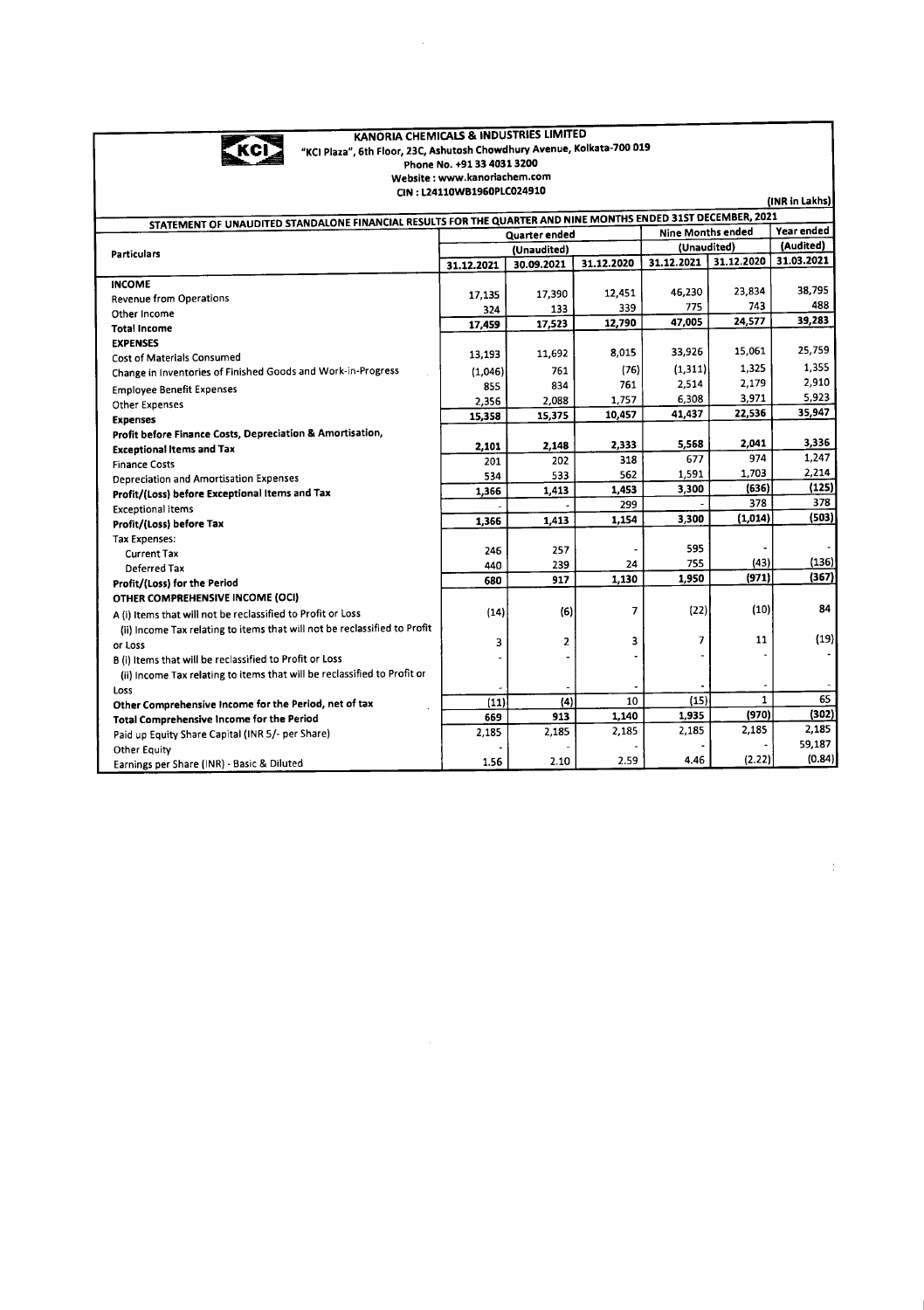**KANORIA CHEMICALS & INDUSTRIES LIMITED**
"KCI Plaza", 6th Floor, 23C, Ashutosh Chowdhury Avenue, Kolkata-700 019
Phone No. +91 33 4031 3200
Website : www.kanoriachem.com
CIN : L24110WB1960PLC024910

(INR in Lakhs)

**STATEMENT OF UNAUDITED STANDALONE FINANCIAL RESULTS FOR THE QUARTER AND NINE MONTHS ENDED 31ST DECEMBER, 2021**

| Particulars | Quarter ended | | | Nine Months ended | | Year ended |
|---|---|---|---|---|---|---|
| | (Unaudited) | | | (Unaudited) | | (Audited) |
| | 31.12.2021 | 30.09.2021 | 31.12.2020 | 31.12.2021 | 31.12.2020 | 31.03.2021 |
| **INCOME** | | | | | | |
| Revenue from Operations | 17,135 | 17,390 | 12,451 | 46,230 | 23,834 | 38,795 |
| Other Income | 324 | 133 | 339 | 775 | 743 | 488 |
| **Total Income** | 17,459 | 17,523 | 12,790 | 47,005 | 24,577 | 39,283 |
| **EXPENSES** | | | | | | |
| Cost of Materials Consumed | 13,193 | 11,692 | 8,015 | 33,926 | 15,061 | 25,759 |
| Change in Inventories of Finished Goods and Work-in-Progress | (1,046) | 761 | (76) | (1,311) | 1,325 | 1,355 |
| Employee Benefit Expenses | 855 | 834 | 761 | 2,514 | 2,179 | 2,910 |
| Other Expenses | 2,356 | 2,088 | 1,757 | 6,308 | 3,971 | 5,923 |
| **Expenses** | 15,358 | 15,375 | 10,457 | 41,437 | 22,536 | 35,947 |
| **Profit before Finance Costs, Depreciation & Amortisation, Exceptional Items and Tax** | 2,101 | 2,148 | 2,333 | 5,568 | 2,041 | 3,336 |
| Finance Costs | 201 | 202 | 318 | 677 | 974 | 1,247 |
| Depreciation and Amortisation Expenses | 534 | 533 | 562 | 1,591 | 1,703 | 2,214 |
| **Profit/(Loss) before Exceptional Items and Tax** | 1,366 | 1,413 | 1,453 | 3,300 | (636) | (125) |
| Exceptional Items | - | - | 299 | - | 378 | 378 |
| **Profit/(Loss) before Tax** | 1,366 | 1,413 | 1,154 | 3,300 | (1,014) | (503) |
| Tax Expenses: | | | | | | |
| Current Tax | 246 | 257 | - | 595 | - | - |
| Deferred Tax | 440 | 239 | 24 | 755 | (43) | (136) |
| **Profit/(Loss) for the Period** | 680 | 917 | 1,130 | 1,950 | (971) | (367) |
| **OTHER COMPREHENSIVE INCOME (OCI)** | | | | | | |
| A (i) Items that will not be reclassified to Profit or Loss | (14) | (6) | 7 | (22) | (10) | 84 |
| (ii) Income Tax relating to items that will not be reclassified to Profit or Loss | 3 | 2 | 3 | 7 | 11 | (19) |
| B (i) Items that will be reclassified to Profit or Loss | - | - | - | - | - | - |
| (ii) Income Tax relating to items that will be reclassified to Profit or Loss | - | - | - | - | - | - |
| **Other Comprehensive Income for the Period, net of tax** | (11) | (4) | 10 | (15) | 1 | 65 |
| **Total Comprehensive Income for the Period** | 669 | 913 | 1,140 | 1,935 | (970) | (302) |
| Paid up Equity Share Capital (INR 5/- per Share) | 2,185 | 2,185 | 2,185 | 2,185 | 2,185 | 2,185 |
| Other Equity | - | - | - | - | - | 59,187 |
| Earnings per Share (INR) - Basic & Diluted | 1.56 | 2.10 | 2.59 | 4.46 | (2.22) | (0.84) |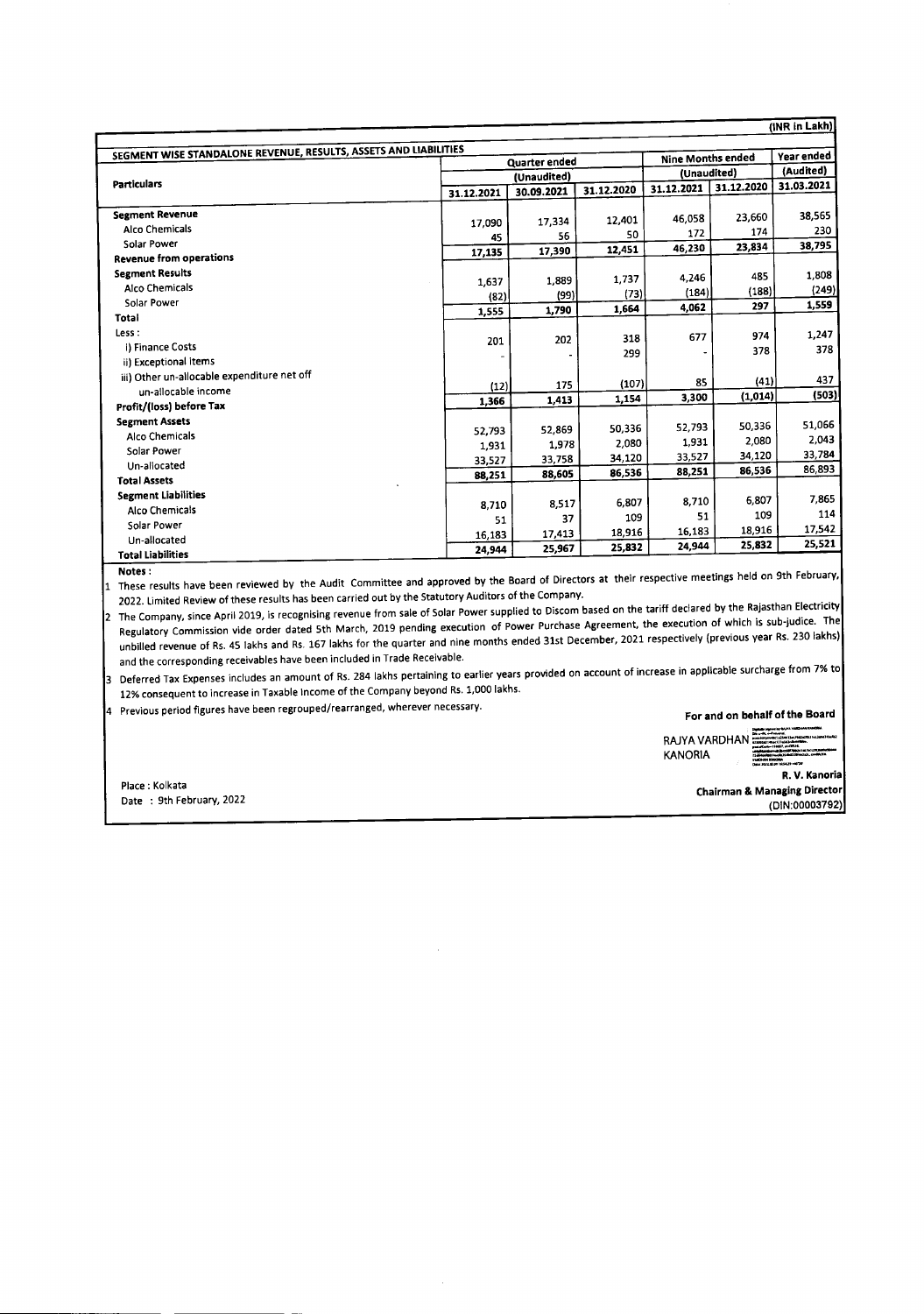(INR in Lakh)

| SEGMENT WISE STANDALONE REVENUE, RESULTS, ASSETS AND LIABILITIES | Quarter ended | | | Nine Months ended | | Year ended |
|---|---|---|---|---|---|---|
| | (Unaudited) | | | (Unaudited) | | (Audited) |
| Particulars | 31.12.2021 | 30.09.2021 | 31.12.2020 | 31.12.2021 | 31.12.2020 | 31.03.2021 |
| **Segment Revenue** | | | | | | |
| Alco Chemicals | 17,090 | 17,334 | 12,401 | 46,058 | 23,660 | 38,565 |
| Solar Power | 45 | 56 | 50 | 172 | 174 | 230 |
| **Revenue from operations** | 17,135 | 17,390 | 12,451 | 46,230 | 23,834 | 38,795 |
| **Segment Results** | | | | | | |
| Alco Chemicals | 1,637 | 1,889 | 1,737 | 4,246 | 485 | 1,808 |
| Solar Power | (82) | (99) | (73) | (184) | (188) | (249) |
| **Total** | 1,555 | 1,790 | 1,664 | 4,062 | 297 | 1,559 |
| Less : | | | | | | |
| i) Finance Costs | 201 | 202 | 318 | 677 | 974 | 1,247 |
| ii) Exceptional Items | - | - | 299 | - | 378 | 378 |
| iii) Other un-allocable expenditure net off un-allocable income | (12) | 175 | (107) | 85 | (41) | 437 |
| **Profit/(loss) before Tax** | 1,366 | 1,413 | 1,154 | 3,300 | (1,014) | (503) |
| **Segment Assets** | | | | | | |
| Alco Chemicals | 52,793 | 52,869 | 50,336 | 52,793 | 50,336 | 51,066 |
| Solar Power | 1,931 | 1,978 | 2,080 | 1,931 | 2,080 | 2,043 |
| Un-allocated | 33,527 | 33,758 | 34,120 | 33,527 | 34,120 | 33,784 |
| **Total Assets** | 88,251 | 88,605 | 86,536 | 88,251 | 86,536 | 86,893 |
| **Segment Liabilities** | | | | | | |
| Alco Chemicals | 8,710 | 8,517 | 6,807 | 8,710 | 6,807 | 7,865 |
| Solar Power | 51 | 37 | 109 | 51 | 109 | 114 |
| Un-allocated | 16,183 | 17,413 | 18,916 | 16,183 | 18,916 | 17,542 |
| **Total Liabilities** | 24,944 | 25,967 | 25,832 | 24,944 | 25,832 | 25,521 |

**Notes :**

1. These results have been reviewed by the Audit Committee and approved by the Board of Directors at their respective meetings held on 9th February, 2022. Limited Review of these results has been carried out by the Statutory Auditors of the Company.
2. The Company, since April 2019, is recognising revenue from sale of Solar Power supplied to Discom based on the tariff declared by the Rajasthan Electricity Regulatory Commission vide order dated 5th March, 2019 pending execution of Power Purchase Agreement, the execution of which is sub-judice. The unbilled revenue of Rs. 45 lakhs and Rs. 167 lakhs for the quarter and nine months ended 31st December, 2021 respectively (previous year Rs. 230 lakhs) and the corresponding receivables have been included in Trade Receivable.
3. Deferred Tax Expenses includes an amount of Rs. 284 lakhs pertaining to earlier years provided on account of increase in applicable surcharge from 7% to 12% consequent to increase in Taxable Income of the Company beyond Rs. 1,000 lakhs.
4. Previous period figures have been regrouped/rearranged, wherever necessary.

**For and on behalf of the Board**

RAJYA VARDHAN KANORIA

**R. V. Kanoria**
**Chairman & Managing Director**
(DIN:00003792)

Place : Kolkata
Date : 9th February, 2022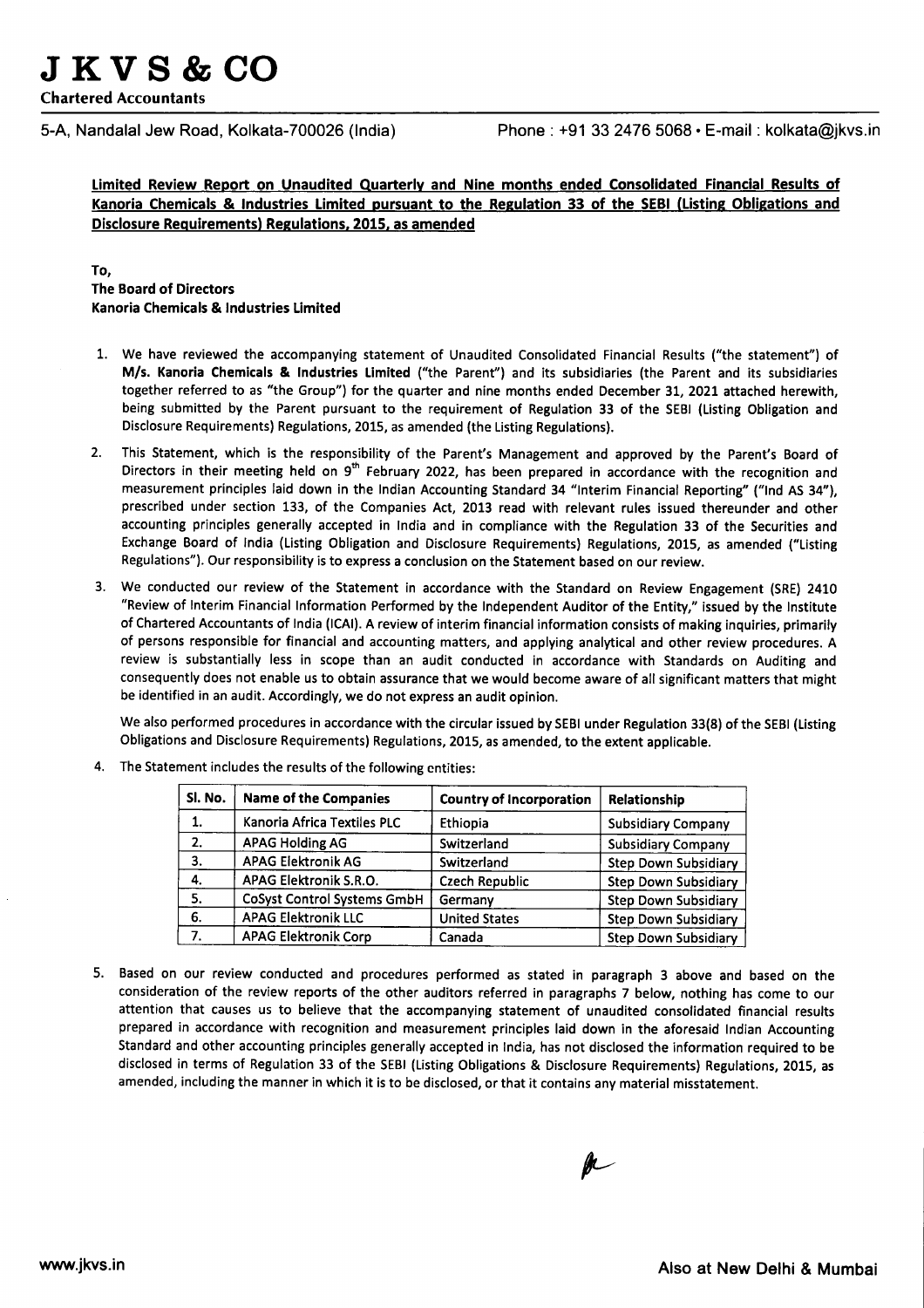# J K V S & CO

**Chartered Accountants**

5-A, Nandalal Jew Road, Kolkata-700026 (India) Phone : +91 33 2476 5068 • E-mail : kolkata@jkvs.in

**Limited Review Report on Unaudited Quarterly and Nine months ended Consolidated Financial Results of Kanoria Chemicals & Industries Limited pursuant to the Regulation 33 of the SEBI (Listing Obligations and Disclosure Requirements) Regulations, 2015, as amended**

**To,**
**The Board of Directors**
**Kanoria Chemicals & Industries Limited**

1. We have reviewed the accompanying statement of Unaudited Consolidated Financial Results ("the statement") of **M/s. Kanoria Chemicals & Industries Limited** ("the Parent") and its subsidiaries (the Parent and its subsidiaries together referred to as "the Group") for the quarter and nine months ended December 31, 2021 attached herewith, being submitted by the Parent pursuant to the requirement of Regulation 33 of the SEBI (Listing Obligation and Disclosure Requirements) Regulations, 2015, as amended (the Listing Regulations).

2. This Statement, which is the responsibility of the Parent's Management and approved by the Parent's Board of Directors in their meeting held on 9th February 2022, has been prepared in accordance with the recognition and measurement principles laid down in the Indian Accounting Standard 34 "Interim Financial Reporting" ("Ind AS 34"), prescribed under section 133, of the Companies Act, 2013 read with relevant rules issued thereunder and other accounting principles generally accepted in India and in compliance with the Regulation 33 of the Securities and Exchange Board of India (Listing Obligation and Disclosure Requirements) Regulations, 2015, as amended ("Listing Regulations"). Our responsibility is to express a conclusion on the Statement based on our review.

3. We conducted our review of the Statement in accordance with the Standard on Review Engagement (SRE) 2410 "Review of Interim Financial Information Performed by the Independent Auditor of the Entity," issued by the Institute of Chartered Accountants of India (ICAI). A review of interim financial information consists of making inquiries, primarily of persons responsible for financial and accounting matters, and applying analytical and other review procedures. A review is substantially less in scope than an audit conducted in accordance with Standards on Auditing and consequently does not enable us to obtain assurance that we would become aware of all significant matters that might be identified in an audit. Accordingly, we do not express an audit opinion.

   We also performed procedures in accordance with the circular issued by SEBI under Regulation 33(8) of the SEBI (Listing Obligations and Disclosure Requirements) Regulations, 2015, as amended, to the extent applicable.

4. The Statement includes the results of the following entities:

| Sl. No. | Name of the Companies | Country of Incorporation | Relationship |
|---|---|---|---|
| 1. | Kanoria Africa Textiles PLC | Ethiopia | Subsidiary Company |
| 2. | APAG Holding AG | Switzerland | Subsidiary Company |
| 3. | APAG Elektronik AG | Switzerland | Step Down Subsidiary |
| 4. | APAG Elektronik S.R.O. | Czech Republic | Step Down Subsidiary |
| 5. | CoSyst Control Systems GmbH | Germany | Step Down Subsidiary |
| 6. | APAG Elektronik LLC | United States | Step Down Subsidiary |
| 7. | APAG Elektronik Corp | Canada | Step Down Subsidiary |

5. Based on our review conducted and procedures performed as stated in paragraph 3 above and based on the consideration of the review reports of the other auditors referred in paragraphs 7 below, nothing has come to our attention that causes us to believe that the accompanying statement of unaudited consolidated financial results prepared in accordance with recognition and measurement principles laid down in the aforesaid Indian Accounting Standard and other accounting principles generally accepted in India, has not disclosed the information required to be disclosed in terms of Regulation 33 of the SEBI (Listing Obligations & Disclosure Requirements) Regulations, 2015, as amended, including the manner in which it is to be disclosed, or that it contains any material misstatement.

www.jkvs.in Also at New Delhi & Mumbai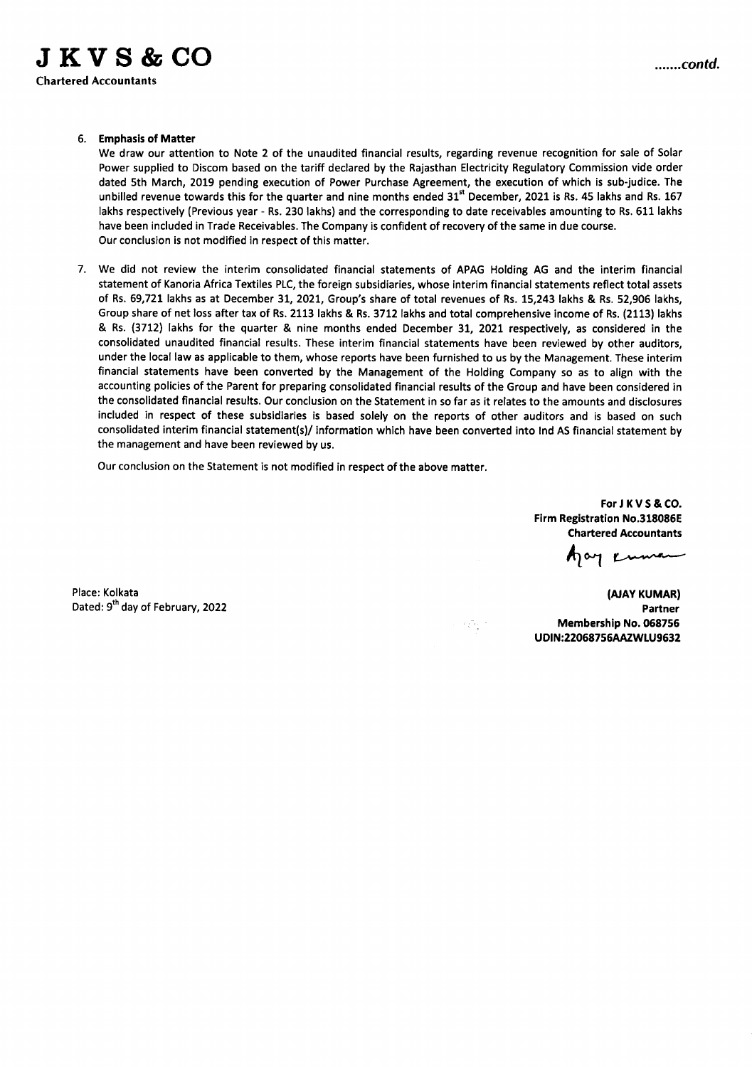# J K V S & CO

Chartered Accountants

.......contd.

6. **Emphasis of Matter**

   We draw our attention to Note 2 of the unaudited financial results, regarding revenue recognition for sale of Solar Power supplied to Discom based on the tariff declared by the Rajasthan Electricity Regulatory Commission vide order dated 5th March, 2019 pending execution of Power Purchase Agreement, the execution of which is sub-judice. The unbilled revenue towards this for the quarter and nine months ended 31st December, 2021 is Rs. 45 lakhs and Rs. 167 lakhs respectively (Previous year - Rs. 230 lakhs) and the corresponding to date receivables amounting to Rs. 611 lakhs have been included in Trade Receivables. The Company is confident of recovery of the same in due course.

   Our conclusion is not modified in respect of this matter.

7. We did not review the interim consolidated financial statements of APAG Holding AG and the interim financial statement of Kanoria Africa Textiles PLC, the foreign subsidiaries, whose interim financial statements reflect total assets of Rs. 69,721 lakhs as at December 31, 2021, Group's share of total revenues of Rs. 15,243 lakhs & Rs. 52,906 lakhs, Group share of net loss after tax of Rs. 2113 lakhs & Rs. 3712 lakhs and total comprehensive income of Rs. (2113) lakhs & Rs. (3712) lakhs for the quarter & nine months ended December 31, 2021 respectively, as considered in the consolidated unaudited financial results. These interim financial statements have been reviewed by other auditors, under the local law as applicable to them, whose reports have been furnished to us by the Management. These interim financial statements have been converted by the Management of the Holding Company so as to align with the accounting policies of the Parent for preparing consolidated financial results of the Group and have been considered in the consolidated financial results. Our conclusion on the Statement in so far as it relates to the amounts and disclosures included in respect of these subsidiaries is based solely on the reports of other auditors and is based on such consolidated interim financial statement(s)/ information which have been converted into Ind AS financial statement by the management and have been reviewed by us.

   Our conclusion on the Statement is not modified in respect of the above matter.

**For J K V S & CO.**
**Firm Registration No.318086E**
**Chartered Accountants**

**(AJAY KUMAR)**
**Partner**
**Membership No. 068756**
**UDIN:22068756AAZWLU9632**

Place: Kolkata
Dated: 9th day of February, 2022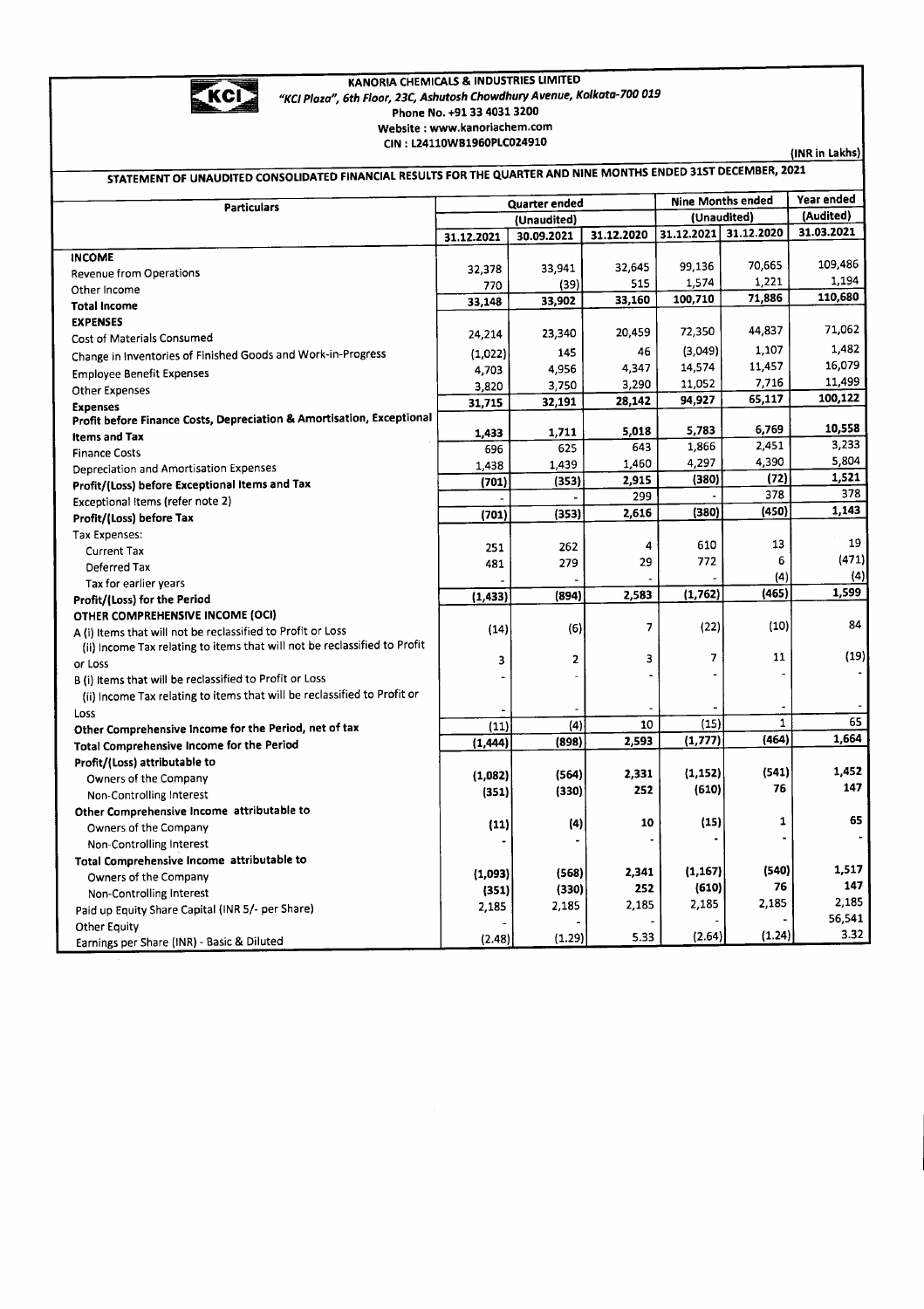**KANORIA CHEMICALS & INDUSTRIES LIMITED**

*"KCI Plaza", 6th Floor, 23C, Ashutosh Chowdhury Avenue, Kolkata-700 019*

**Phone No. +91 33 4031 3200**

**Website : www.kanoriachem.com**

**CIN : L24110WB1960PLC024910**

**(INR in Lakhs)**

## STATEMENT OF UNAUDITED CONSOLIDATED FINANCIAL RESULTS FOR THE QUARTER AND NINE MONTHS ENDED 31ST DECEMBER, 2021

| Particulars | Quarter ended | | | Nine Months ended | | Year ended |
|---|---|---|---|---|---|---|
| | (Unaudited) | | | (Unaudited) | | (Audited) |
| | 31.12.2021 | 30.09.2021 | 31.12.2020 | 31.12.2021 | 31.12.2020 | 31.03.2021 |
| **INCOME** | | | | | | |
| Revenue from Operations | 32,378 | 33,941 | 32,645 | 99,136 | 70,665 | 109,486 |
| Other Income | 770 | (39) | 515 | 1,574 | 1,221 | 1,194 |
| **Total Income** | 33,148 | 33,902 | 33,160 | 100,710 | 71,886 | 110,680 |
| **EXPENSES** | | | | | | |
| Cost of Materials Consumed | 24,214 | 23,340 | 20,459 | 72,350 | 44,837 | 71,062 |
| Change in Inventories of Finished Goods and Work-in-Progress | (1,022) | 145 | 46 | (3,049) | 1,107 | 1,482 |
| Employee Benefit Expenses | 4,703 | 4,956 | 4,347 | 14,574 | 11,457 | 16,079 |
| Other Expenses | 3,820 | 3,750 | 3,290 | 11,052 | 7,716 | 11,499 |
| **Expenses** | 31,715 | 32,191 | 28,142 | 94,927 | 65,117 | 100,122 |
| **Profit before Finance Costs, Depreciation & Amortisation, Exceptional Items and Tax** | 1,433 | 1,711 | 5,018 | 5,783 | 6,769 | 10,558 |
| Finance Costs | 696 | 625 | 643 | 1,866 | 2,451 | 3,233 |
| Depreciation and Amortisation Expenses | 1,438 | 1,439 | 1,460 | 4,297 | 4,390 | 5,804 |
| **Profit/(Loss) before Exceptional Items and Tax** | (701) | (353) | 2,915 | (380) | (72) | 1,521 |
| Exceptional Items (refer note 2) | - | - | 299 | - | 378 | 378 |
| **Profit/(Loss) before Tax** | (701) | (353) | 2,616 | (380) | (450) | 1,143 |
| Tax Expenses: | | | | | | |
| Current Tax | 251 | 262 | 4 | 610 | 13 | 19 |
| Deferred Tax | 481 | 279 | 29 | 772 | 6 | (471) |
| Tax for earlier years | - | - | - | - | (4) | (4) |
| **Profit/(Loss) for the Period** | (1,433) | (894) | 2,583 | (1,762) | (465) | 1,599 |
| **OTHER COMPREHENSIVE INCOME (OCI)** | | | | | | |
| A (i) Items that will not be reclassified to Profit or Loss | (14) | (6) | 7 | (22) | (10) | 84 |
| (ii) Income Tax relating to items that will not be reclassified to Profit or Loss | 3 | 2 | 3 | 7 | 11 | (19) |
| B (i) Items that will be reclassified to Profit or Loss | - | - | - | - | - | - |
| (ii) Income Tax relating to items that will be reclassified to Profit or Loss | - | - | - | - | - | - |
| **Other Comprehensive Income for the Period, net of tax** | (11) | (4) | 10 | (15) | 1 | 65 |
| **Total Comprehensive Income for the Period** | (1,444) | (898) | 2,593 | (1,777) | (464) | 1,664 |
| **Profit/(Loss) attributable to** | | | | | | |
| Owners of the Company | (1,082) | (564) | 2,331 | (1,152) | (541) | 1,452 |
| Non-Controlling Interest | (351) | (330) | 252 | (610) | 76 | 147 |
| **Other Comprehensive Income attributable to** | | | | | | |
| Owners of the Company | (11) | (4) | 10 | (15) | 1 | 65 |
| Non-Controlling Interest | - | - | - | - | - | - |
| **Total Comprehensive Income attributable to** | | | | | | |
| Owners of the Company | (1,093) | (568) | 2,341 | (1,167) | (540) | 1,517 |
| Non-Controlling Interest | (351) | (330) | 252 | (610) | 76 | 147 |
| Paid up Equity Share Capital (INR 5/- per Share) | 2,185 | 2,185 | 2,185 | 2,185 | 2,185 | 2,185 |
| Other Equity | - | - | - | - | - | 56,541 |
| Earnings per Share (INR) - Basic & Diluted | (2.48) | (1.29) | 5.33 | (2.64) | (1.24) | 3.32 |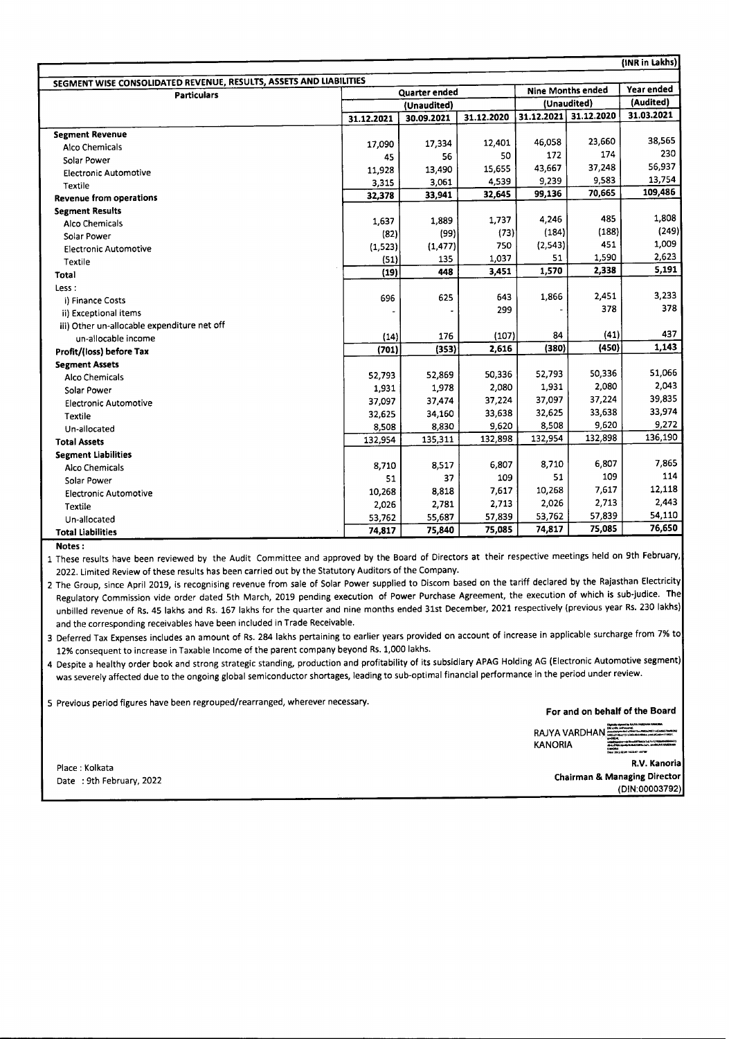(INR in Lakhs)

| SEGMENT WISE CONSOLIDATED REVENUE, RESULTS, ASSETS AND LIABILITIES | | | | | | |
|---|---|---|---|---|---|---|
| **Particulars** | Quarter ended | | | Nine Months ended | | Year ended |
| | (Unaudited) | | | (Unaudited) | | (Audited) |
| | 31.12.2021 | 30.09.2021 | 31.12.2020 | 31.12.2021 | 31.12.2020 | 31.03.2021 |
| **Segment Revenue** | | | | | | |
| Alco Chemicals | 17,090 | 17,334 | 12,401 | 46,058 | 23,660 | 38,565 |
| Solar Power | 45 | 56 | 50 | 172 | 174 | 230 |
| Electronic Automotive | 11,928 | 13,490 | 15,655 | 43,667 | 37,248 | 56,937 |
| Textile | 3,315 | 3,061 | 4,539 | 9,239 | 9,583 | 13,754 |
| **Revenue from operations** | 32,378 | 33,941 | 32,645 | 99,136 | 70,665 | 109,486 |
| **Segment Results** | | | | | | |
| Alco Chemicals | 1,637 | 1,889 | 1,737 | 4,246 | 485 | 1,808 |
| Solar Power | (82) | (99) | (73) | (184) | (188) | (249) |
| Electronic Automotive | (1,523) | (1,477) | 750 | (2,543) | 451 | 1,009 |
| Textile | (51) | 135 | 1,037 | 51 | 1,590 | 2,623 |
| **Total** | (19) | 448 | 3,451 | 1,570 | 2,338 | 5,191 |
| Less : | | | | | | |
| i) Finance Costs | 696 | 625 | 643 | 1,866 | 2,451 | 3,233 |
| ii) Exceptional items | - | - | 299 | - | 378 | 378 |
| iii) Other un-allocable expenditure net off un-allocable income | (14) | 176 | (107) | 84 | (41) | 437 |
| **Profit/(loss) before Tax** | (701) | (353) | 2,616 | (380) | (450) | 1,143 |
| **Segment Assets** | | | | | | |
| Alco Chemicals | 52,793 | 52,869 | 50,336 | 52,793 | 50,336 | 51,066 |
| Solar Power | 1,931 | 1,978 | 2,080 | 1,931 | 2,080 | 2,043 |
| Electronic Automotive | 37,097 | 37,474 | 37,224 | 37,097 | 37,224 | 39,835 |
| Textile | 32,625 | 34,160 | 33,638 | 32,625 | 33,638 | 33,974 |
| Un-allocated | 8,508 | 8,830 | 9,620 | 8,508 | 9,620 | 9,272 |
| **Total Assets** | 132,954 | 135,311 | 132,898 | 132,954 | 132,898 | 136,190 |
| **Segment Liabilities** | | | | | | |
| Alco Chemicals | 8,710 | 8,517 | 6,807 | 8,710 | 6,807 | 7,865 |
| Solar Power | 51 | 37 | 109 | 51 | 109 | 114 |
| Electronic Automotive | 10,268 | 8,818 | 7,617 | 10,268 | 7,617 | 12,118 |
| Textile | 2,026 | 2,781 | 2,713 | 2,026 | 2,713 | 2,443 |
| Un-allocated | 53,762 | 55,687 | 57,839 | 53,762 | 57,839 | 54,110 |
| **Total Liabilities** | 74,817 | 75,840 | 75,085 | 74,817 | 75,085 | 76,650 |

**Notes :**

1. These results have been reviewed by the Audit Committee and approved by the Board of Directors at their respective meetings held on 9th February, 2022. Limited Review of these results has been carried out by the Statutory Auditors of the Company.
2. The Group, since April 2019, is recognising revenue from sale of Solar Power supplied to Discom based on the tariff declared by the Rajasthan Electricity Regulatory Commission vide order dated 5th March, 2019 pending execution of Power Purchase Agreement, the execution of which is sub-judice. The unbilled revenue of Rs. 45 lakhs and Rs. 167 lakhs for the quarter and nine months ended 31st December, 2021 respectively (previous year Rs. 230 lakhs) and the corresponding receivables have been included in Trade Receivable.
3. Deferred Tax Expenses includes an amount of Rs. 284 lakhs pertaining to earlier years provided on account of increase in applicable surcharge from 7% to 12% consequent to increase in Taxable Income of the parent company beyond Rs. 1,000 lakhs.
4. Despite a healthy order book and strong strategic standing, production and profitability of its subsidiary APAG Holding AG (Electronic Automotive segment) was severely affected due to the ongoing global semiconductor shortages, leading to sub-optimal financial performance in the period under review.
5. Previous period figures have been regrouped/rearranged, wherever necessary.

**For and on behalf of the Board**

RAJYA VARDHAN KANORIA

**R.V. Kanoria**
**Chairman & Managing Director**
(DIN:00003792)

Place : Kolkata
Date : 9th February, 2022